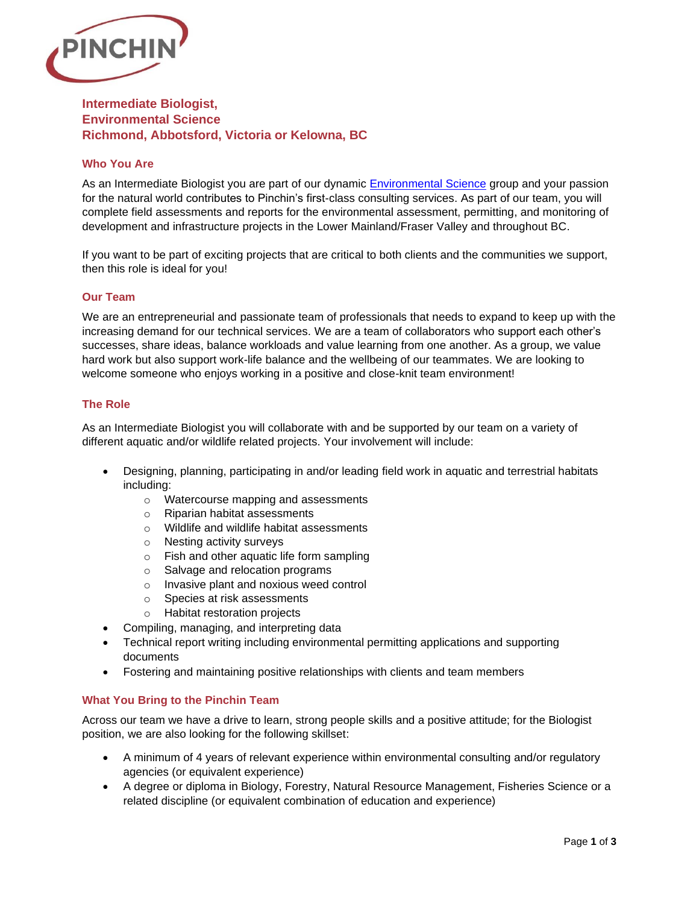# Intermediate Biologist, Environmental Science
## Richmond, Abbotsford, Victoria or Kelowna, BC

### Who You Are

As an Intermediate Biologist you are part of our dynamic Environmental Science group and your passion for the natural world contributes to Pinchin's first-class consulting services. As part of our team, you will complete field assessments and reports for the environmental assessment, permitting, and monitoring of development and infrastructure projects in the Lower Mainland/Fraser Valley and throughout BC.

If you want to be part of exciting projects that are critical to both clients and the communities we support, then this role is ideal for you!

### Our Team

We are an entrepreneurial and passionate team of professionals that needs to expand to keep up with the increasing demand for our technical services. We are a team of collaborators who support each other's successes, share ideas, balance workloads and value learning from one another. As a group, we value hard work but also support work-life balance and the wellbeing of our teammates. We are looking to welcome someone who enjoys working in a positive and close-knit team environment!

### The Role

As an Intermediate Biologist you will collaborate with and be supported by our team on a variety of different aquatic and/or wildlife related projects. Your involvement will include:

- Designing, planning, participating in and/or leading field work in aquatic and terrestrial habitats including:
    - Watercourse mapping and assessments
    - Riparian habitat assessments
    - Wildlife and wildlife habitat assessments
    - Nesting activity surveys
    - Fish and other aquatic life form sampling
    - Salvage and relocation programs
    - Invasive plant and noxious weed control
    - Species at risk assessments
    - Habitat restoration projects
- Compiling, managing, and interpreting data
- Technical report writing including environmental permitting applications and supporting documents
- Fostering and maintaining positive relationships with clients and team members

### What You Bring to the Pinchin Team

Across our team we have a drive to learn, strong people skills and a positive attitude; for the Biologist position, we are also looking for the following skillset:

- A minimum of 4 years of relevant experience within environmental consulting and/or regulatory agencies (or equivalent experience)
- A degree or diploma in Biology, Forestry, Natural Resource Management, Fisheries Science or a related discipline (or equivalent combination of education and experience)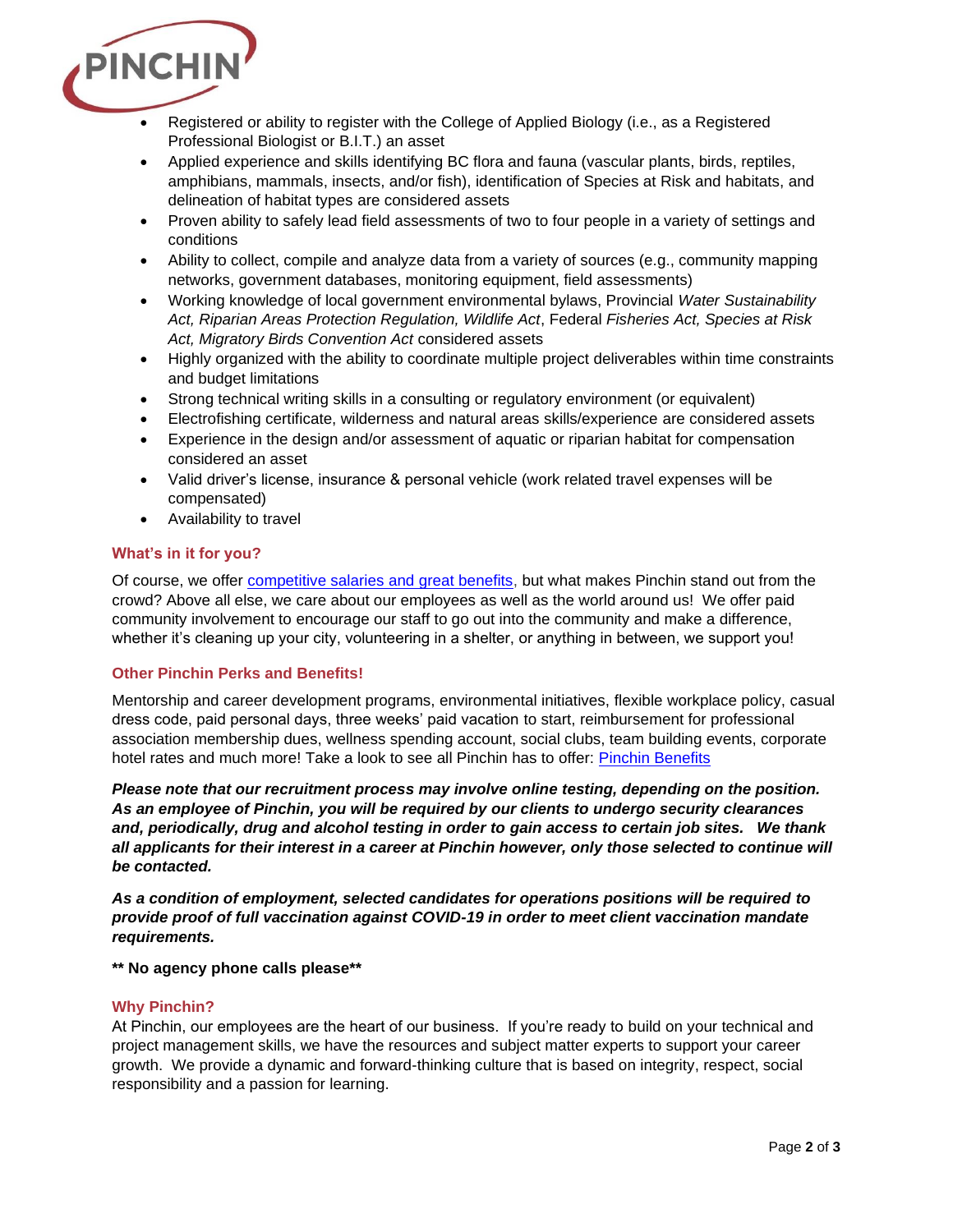- Registered or ability to register with the College of Applied Biology (i.e., as a Registered Professional Biologist or B.I.T.) an asset
- Applied experience and skills identifying BC flora and fauna (vascular plants, birds, reptiles, amphibians, mammals, insects, and/or fish), identification of Species at Risk and habitats, and delineation of habitat types are considered assets
- Proven ability to safely lead field assessments of two to four people in a variety of settings and conditions
- Ability to collect, compile and analyze data from a variety of sources (e.g., community mapping networks, government databases, monitoring equipment, field assessments)
- Working knowledge of local government environmental bylaws, Provincial *Water Sustainability Act, Riparian Areas Protection Regulation, Wildlife Act*, Federal *Fisheries Act, Species at Risk Act, Migratory Birds Convention Act* considered assets
- Highly organized with the ability to coordinate multiple project deliverables within time constraints and budget limitations
- Strong technical writing skills in a consulting or regulatory environment (or equivalent)
- Electrofishing certificate, wilderness and natural areas skills/experience are considered assets
- Experience in the design and/or assessment of aquatic or riparian habitat for compensation considered an asset
- Valid driver's license, insurance & personal vehicle (work related travel expenses will be compensated)
- Availability to travel

### What's in it for you?

Of course, we offer competitive salaries and great benefits, but what makes Pinchin stand out from the crowd? Above all else, we care about our employees as well as the world around us! We offer paid community involvement to encourage our staff to go out into the community and make a difference, whether it's cleaning up your city, volunteering in a shelter, or anything in between, we support you!

### Other Pinchin Perks and Benefits!

Mentorship and career development programs, environmental initiatives, flexible workplace policy, casual dress code, paid personal days, three weeks' paid vacation to start, reimbursement for professional association membership dues, wellness spending account, social clubs, team building events, corporate hotel rates and much more! Take a look to see all Pinchin has to offer: Pinchin Benefits

***Please note that our recruitment process may involve online testing, depending on the position. As an employee of Pinchin, you will be required by our clients to undergo security clearances and, periodically, drug and alcohol testing in order to gain access to certain job sites. We thank all applicants for their interest in a career at Pinchin however, only those selected to continue will be contacted.***

***As a condition of employment, selected candidates for operations positions will be required to provide proof of full vaccination against COVID-19 in order to meet client vaccination mandate requirements.***

**** No agency phone calls please****

### Why Pinchin?

At Pinchin, our employees are the heart of our business. If you're ready to build on your technical and project management skills, we have the resources and subject matter experts to support your career growth. We provide a dynamic and forward-thinking culture that is based on integrity, respect, social responsibility and a passion for learning.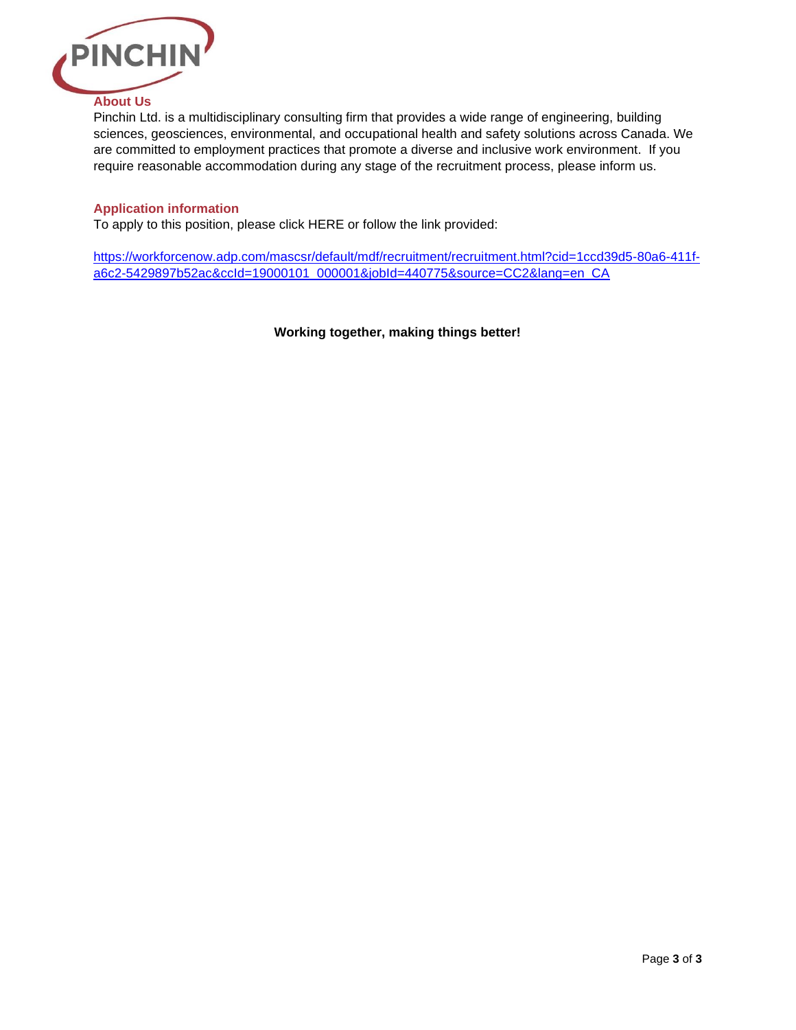## About Us

Pinchin Ltd. is a multidisciplinary consulting firm that provides a wide range of engineering, building sciences, geosciences, environmental, and occupational health and safety solutions across Canada. We are committed to employment practices that promote a diverse and inclusive work environment. If you require reasonable accommodation during any stage of the recruitment process, please inform us.

## Application information

To apply to this position, please click HERE or follow the link provided:

https://workforcenow.adp.com/mascsr/default/mdf/recruitment/recruitment.html?cid=1ccd39d5-80a6-411f-a6c2-5429897b52ac&ccId=19000101_000001&jobId=440775&source=CC2&lang=en_CA

**Working together, making things better!**